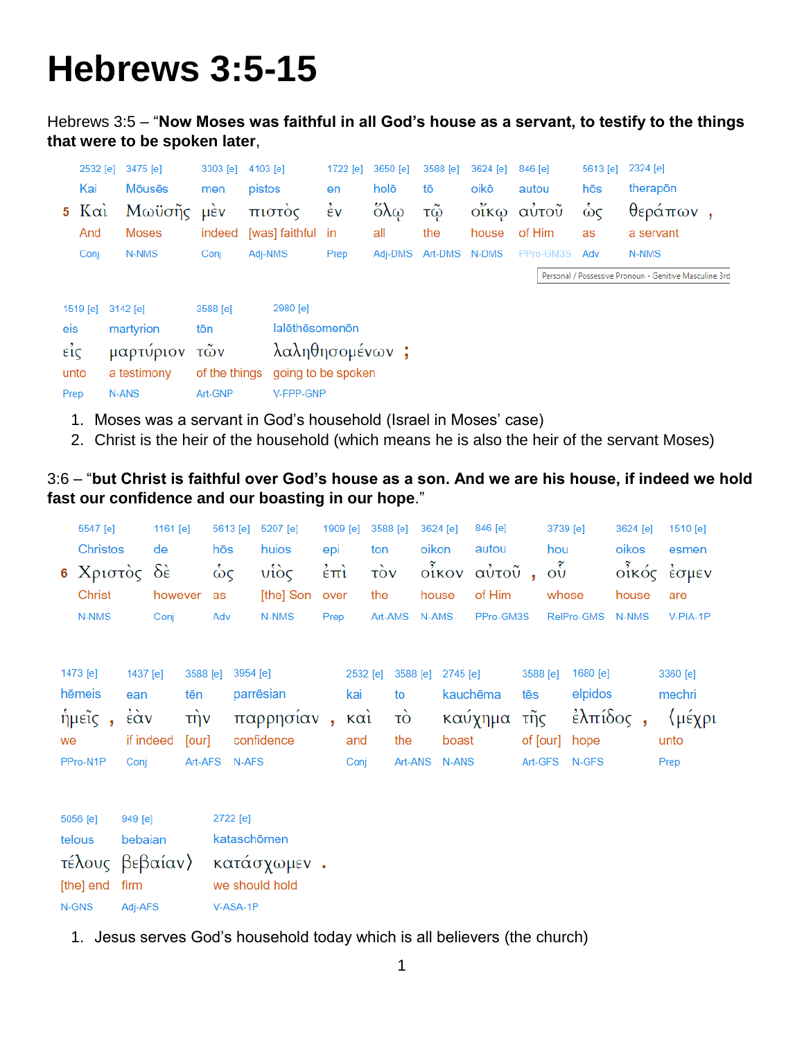# Hebrews 3:5-15

Hebrews 3:5 – "**Now Moses was faithful in all God's house as a servant, to testify to the things that were to be spoken later**,

| | 2532 [e] | 3475 [e] | 3303 [e] | 4103 [e] | 1722 [e] | 3650 [e] | 3588 [e] | 3624 [e] | 846 [e] | 5613 [e] | 2324 [e] |
|---|---|---|---|---|---|---|---|---|---|---|---|
| | Kai | Mōusēs | men | pistos | en | holō | tō | oikō | autou | hōs | therapōn |
| 5 | Καὶ | Μωϋσῆς | μὲν | πιστὸς | ἐν | ὅλῳ | τῷ | οἴκῳ | αὐτοῦ | ὡς | θεράπων , |
| | And | Moses | indeed | [was] faithful | in | all | the | house | of Him | as | a servant |
| | Conj | N-NMS | Conj | Adj-NMS | Prep | Adj-DMS | Art-DMS | N-DMS | PPro-GM3S | Adv | N-NMS |

Personal / Possessive Pronoun - Genitive Masculine 3rd

| 1519 [e] | 3142 [e] | 3588 [e] | 2980 [e] |
|---|---|---|---|
| eis | martyrion | tōn | lalēthēsomenōn |
| εἰς | μαρτύριον | τῶν | λαληθησομένων ; |
| unto | a testimony | of the things | going to be spoken |
| Prep | N-ANS | Art-GNP | V-FPP-GNP |

1. Moses was a servant in God's household (Israel in Moses' case)
2. Christ is the heir of the household (which means he is also the heir of the servant Moses)

3:6 – "**but Christ is faithful over God's house as a son. And we are his house, if indeed we hold fast our confidence and our boasting in our hope**."

| | 5547 [e] | 1161 [e] | 5613 [e] | 5207 [e] | 1909 [e] | 3588 [e] | 3624 [e] | 846 [e] | 3739 [e] | 3624 [e] | 1510 [e] |
|---|---|---|---|---|---|---|---|---|---|---|---|
| | Christos | de | hōs | huios | epi | ton | oikon | autou | hou | oikos | esmen |
| 6 | Χριστὸς | δὲ | ὡς | υἱὸς | ἐπὶ | τὸν | οἶκον | αὐτοῦ , | οὗ | οἶκός | ἐσμεν |
| | Christ | however | as | [the] Son | over | the | house | of Him | whose | house | are |
| | N-NMS | Conj | Adv | N-NMS | Prep | Art-AMS | N-AMS | PPro-GM3S | RelPro-GMS | N-NMS | V-PIA-1P |

| 1473 [e] | 1437 [e] | 3588 [e] | 3954 [e] | 2532 [e] | 3588 [e] | 2745 [e] | 3588 [e] | 1680 [e] | 3360 [e] |
|---|---|---|---|---|---|---|---|---|---|
| hēmeis | ean | tēn | parrēsian | kai | to | kauchēma | tēs | elpidos | mechri |
| ἡμεῖς , | ἐὰν | τὴν | παρρησίαν , | καὶ | τὸ | καύχημα | τῆς | ἐλπίδος , | ⟨μέχρι |
| we | if indeed | [our] | confidence | and | the | boast | of [our] | hope | unto |
| PPro-N1P | Conj | Art-AFS | N-AFS | Conj | Art-ANS | N-ANS | Art-GFS | N-GFS | Prep |

| 5056 [e] | 949 [e] | 2722 [e] |
|---|---|---|
| telous | bebaian | kataschōmen |
| τέλους | βεβαίαν⟩ | κατάσχωμεν . |
| [the] end | firm | we should hold |
| N-GNS | Adj-AFS | V-ASA-1P |

1. Jesus serves God's household today which is all believers (the church)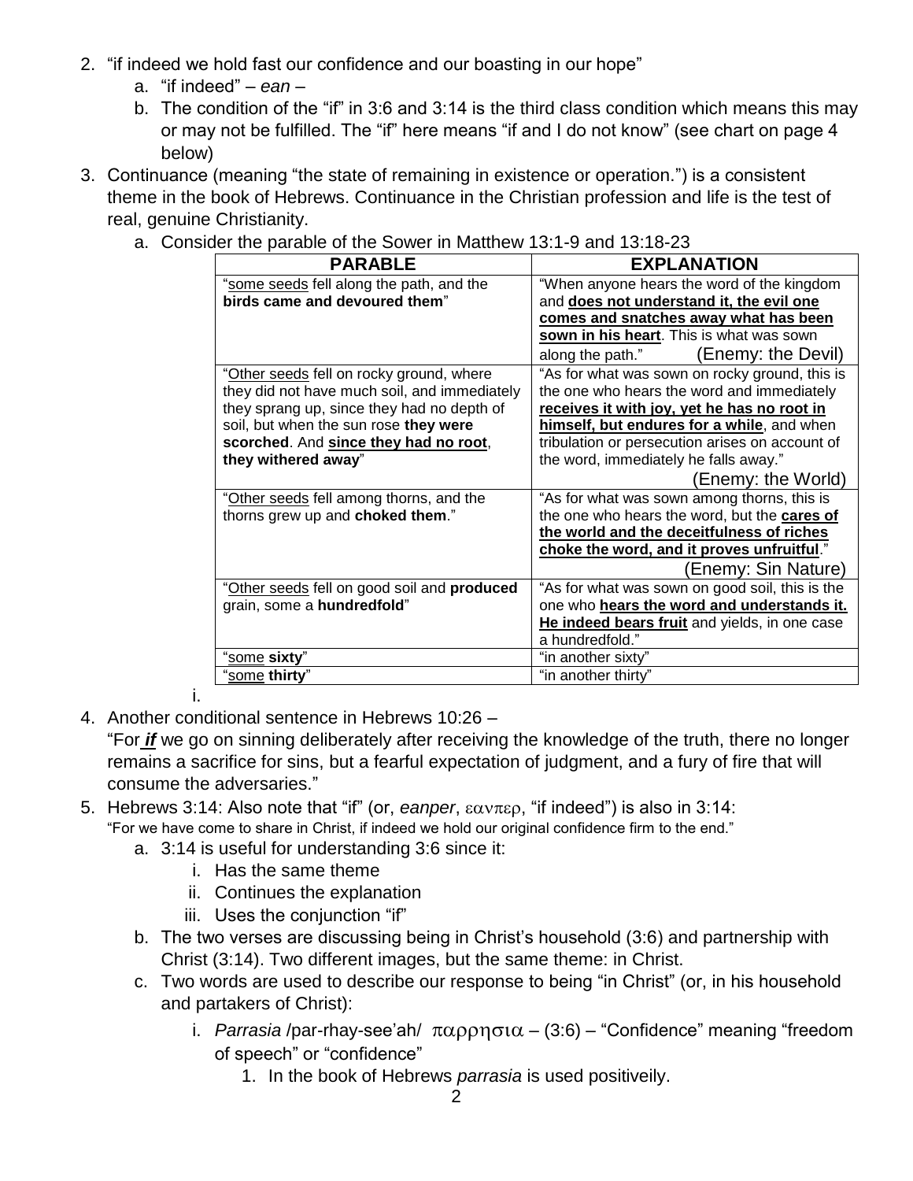2. "if indeed we hold fast our confidence and our boasting in our hope"
   a. "if indeed" – *ean* –
   b. The condition of the "if" in 3:6 and 3:14 is the third class condition which means this may or may not be fulfilled. The "if" here means "if and I do not know" (see chart on page 4 below)
3. Continuance (meaning "the state of remaining in existence or operation.") is a consistent theme in the book of Hebrews. Continuance in the Christian profession and life is the test of real, genuine Christianity.
   a. Consider the parable of the Sower in Matthew 13:1-9 and 13:18-23

| PARABLE | EXPLANATION |
|---|---|
| "some seeds fell along the path, and the **birds came and devoured them**" | "When anyone hears the word of the kingdom and **does not understand it, the evil one comes and snatches away what has been sown in his heart**. This is what was sown along the path." (Enemy: the Devil) |
| "Other seeds fell on rocky ground, where they did not have much soil, and immediately they sprang up, since they had no depth of soil, but when the sun rose **they were scorched**. And **since they had no root**, **they withered away**" | "As for what was sown on rocky ground, this is the one who hears the word and immediately **receives it with joy, yet he has no root in himself, but endures for a while**, and when tribulation or persecution arises on account of the word, immediately he falls away." (Enemy: the World) |
| "Other seeds fell among thorns, and the thorns grew up and **choked them**." | "As for what was sown among thorns, this is the one who hears the word, but the **cares of the world and the deceitfulness of riches choke the word, and it proves unfruitful**." (Enemy: Sin Nature) |
| "Other seeds fell on good soil and **produced** grain, some a **hundredfold**" | "As for what was sown on good soil, this is the one who **hears the word and understands it. He indeed bears fruit** and yields, in one case a hundredfold." |
| "some **sixty**" | "in another sixty" |
| "some **thirty**" | "in another thirty" |

      i.

4. Another conditional sentence in Hebrews 10:26 –
   "For ***if*** we go on sinning deliberately after receiving the knowledge of the truth, there no longer remains a sacrifice for sins, but a fearful expectation of judgment, and a fury of fire that will consume the adversaries."
5. Hebrews 3:14: Also note that "if" (or, *eanper*, εανπερ, "if indeed") is also in 3:14:
   "For we have come to share in Christ, if indeed we hold our original confidence firm to the end."
   a. 3:14 is useful for understanding 3:6 since it:
      i. Has the same theme
      ii. Continues the explanation
      iii. Uses the conjunction "if"
   b. The two verses are discussing being in Christ's household (3:6) and partnership with Christ (3:14). Two different images, but the same theme: in Christ.
   c. Two words are used to describe our response to being "in Christ" (or, in his household and partakers of Christ):
      i. *Parrasia* /par-rhay-see'ah/ παρρησια – (3:6) – "Confidence" meaning "freedom of speech" or "confidence"
         1. In the book of Hebrews *parrasia* is used positiveily.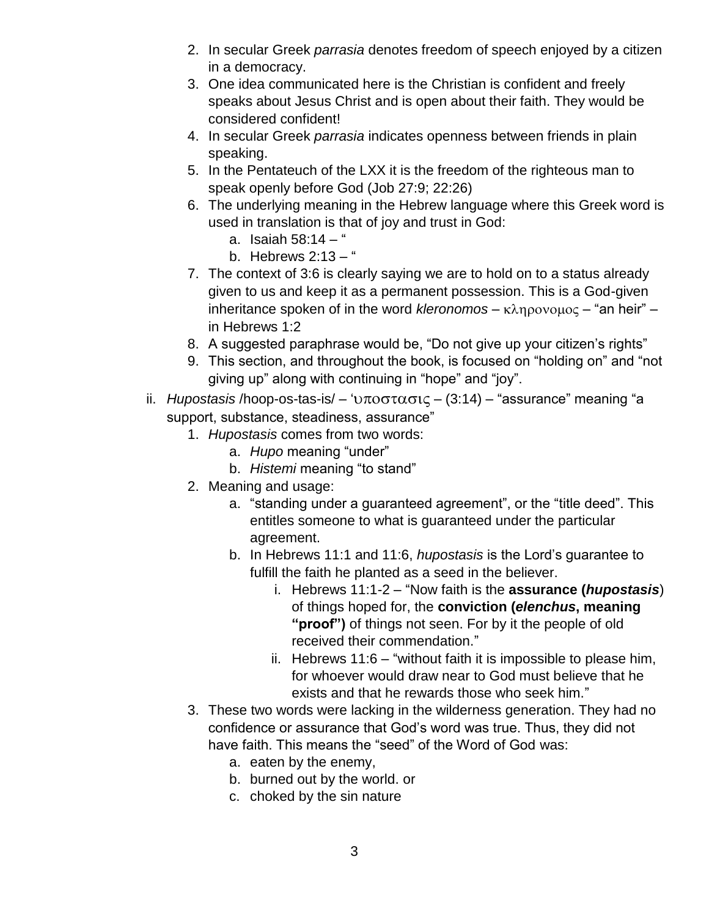2. In secular Greek *parrasia* denotes freedom of speech enjoyed by a citizen in a democracy.
3. One idea communicated here is the Christian is confident and freely speaks about Jesus Christ and is open about their faith. They would be considered confident!
4. In secular Greek *parrasia* indicates openness between friends in plain speaking.
5. In the Pentateuch of the LXX it is the freedom of the righteous man to speak openly before God (Job 27:9; 22:26)
6. The underlying meaning in the Hebrew language where this Greek word is used in translation is that of joy and trust in God:
   a. Isaiah 58:14 – "
   b. Hebrews 2:13 – "
7. The context of 3:6 is clearly saying we are to hold on to a status already given to us and keep it as a permanent possession. This is a God-given inheritance spoken of in the word *kleronomos* – κληρονομος – "an heir" – in Hebrews 1:2
8. A suggested paraphrase would be, "Do not give up your citizen's rights"
9. This section, and throughout the book, is focused on "holding on" and "not giving up" along with continuing in "hope" and "joy".

ii. *Hupostasis* /hoop-os-tas-is/ – ʻυποστασις – (3:14) – "assurance" meaning "a support, substance, steadiness, assurance"
   1. *Hupostasis* comes from two words:
      a. *Hupo* meaning "under"
      b. *Histemi* meaning "to stand"
   2. Meaning and usage:
      a. "standing under a guaranteed agreement", or the "title deed". This entitles someone to what is guaranteed under the particular agreement.
      b. In Hebrews 11:1 and 11:6, *hupostasis* is the Lord's guarantee to fulfill the faith he planted as a seed in the believer.
         i. Hebrews 11:1-2 – "Now faith is the **assurance (*hupostasis*)** of things hoped for, the **conviction (*elenchus*, meaning "proof")** of things not seen. For by it the people of old received their commendation."
         ii. Hebrews 11:6 – "without faith it is impossible to please him, for whoever would draw near to God must believe that he exists and that he rewards those who seek him."
   3. These two words were lacking in the wilderness generation. They had no confidence or assurance that God's word was true. Thus, they did not have faith. This means the "seed" of the Word of God was:
      a. eaten by the enemy,
      b. burned out by the world. or
      c. choked by the sin nature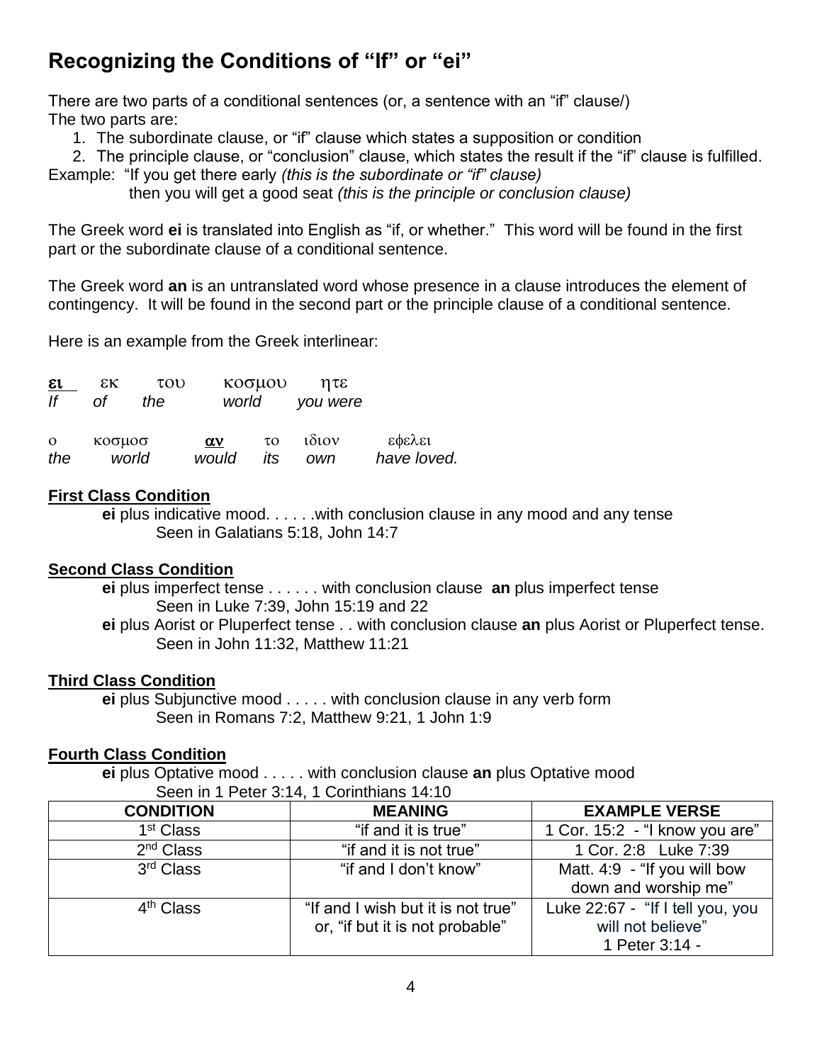## Recognizing the Conditions of "If" or "ei"

There are two parts of a conditional sentences (or, a sentence with an "if" clause/)
The two parts are:

1. The subordinate clause, or "if" clause which states a supposition or condition
2. The principle clause, or "conclusion" clause, which states the result if the "if" clause is fulfilled.

Example: "If you get there early *(this is the subordinate or "if" clause)*
then you will get a good seat *(this is the principle or conclusion clause)*

The Greek word **ei** is translated into English as "if, or whether." This word will be found in the first part or the subordinate clause of a conditional sentence.

The Greek word **an** is an untranslated word whose presence in a clause introduces the element of contingency. It will be found in the second part or the principle clause of a conditional sentence.

Here is an example from the Greek interlinear:

| **ει** | εκ | του | κοσμου | ητε |
|---|---|---|---|---|
| *If* | *of* | *the* | *world* | *you were* |

| ο | κοσμοσ | **αν** | το | ιδιον | εφελει |
|---|---|---|---|---|---|
| *the* | *world* | *would* | *its* | *own* | *have loved.* |

**First Class Condition**

**ei** plus indicative mood. . . . . .with conclusion clause in any mood and any tense
Seen in Galatians 5:18, John 14:7

**Second Class Condition**

**ei** plus imperfect tense . . . . . . with conclusion clause **an** plus imperfect tense
Seen in Luke 7:39, John 15:19 and 22

**ei** plus Aorist or Pluperfect tense . . with conclusion clause **an** plus Aorist or Pluperfect tense.
Seen in John 11:32, Matthew 11:21

**Third Class Condition**

**ei** plus Subjunctive mood . . . . . with conclusion clause in any verb form
Seen in Romans 7:2, Matthew 9:21, 1 John 1:9

**Fourth Class Condition**

**ei** plus Optative mood . . . . . with conclusion clause **an** plus Optative mood
Seen in 1 Peter 3:14, 1 Corinthians 14:10

| CONDITION | MEANING | EXAMPLE VERSE |
|---|---|---|
| 1st Class | "if and it is true" | 1 Cor. 15:2 - "I know you are" |
| 2nd Class | "if and it is not true" | 1 Cor. 2:8 Luke 7:39 |
| 3rd Class | "if and I don't know" | Matt. 4:9 - "If you will bow down and worship me" |
| 4th Class | "If and I wish but it is not true" or, "if but it is not probable" | Luke 22:67 - "If I tell you, you will not believe" 1 Peter 3:14 - |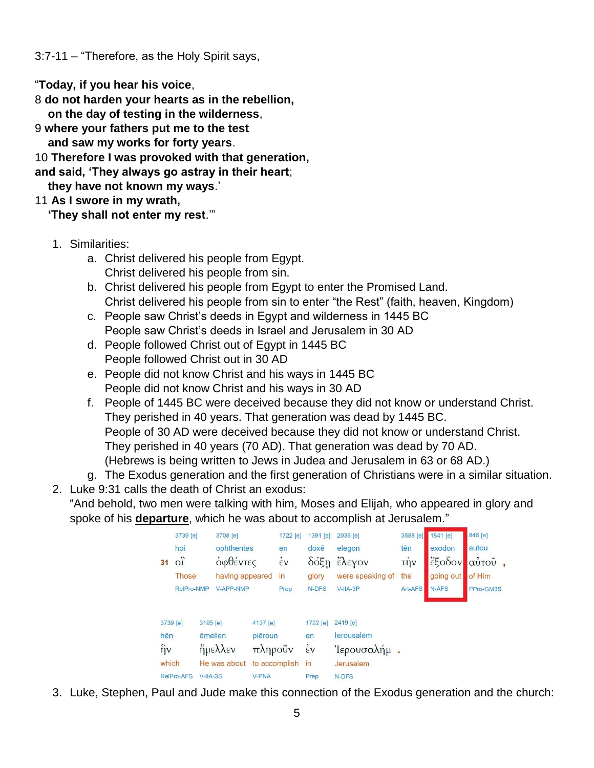3:7-11 – "Therefore, as the Holy Spirit says,

"**Today, if you hear his voice**,
8 **do not harden your hearts as in the rebellion,**
  **on the day of testing in the wilderness**,
9 **where your fathers put me to the test**
  **and saw my works for forty years**.
10 **Therefore I was provoked with that generation,**
**and said, 'They always go astray in their heart**;
  **they have not known my ways**.'
11 **As I swore in my wrath,**
  **'They shall not enter my rest**.'"

1. Similarities:
    a. Christ delivered his people from Egypt.
       Christ delivered his people from sin.
    b. Christ delivered his people from Egypt to enter the Promised Land.
       Christ delivered his people from sin to enter "the Rest" (faith, heaven, Kingdom)
    c. People saw Christ's deeds in Egypt and wilderness in 1445 BC
       People saw Christ's deeds in Israel and Jerusalem in 30 AD
    d. People followed Christ out of Egypt in 1445 BC
       People followed Christ out in 30 AD
    e. People did not know Christ and his ways in 1445 BC
       People did not know Christ and his ways in 30 AD
    f. People of 1445 BC were deceived because they did not know or understand Christ.
       They perished in 40 years. That generation was dead by 1445 BC.
       People of 30 AD were deceived because they did not know or understand Christ.
       They perished in 40 years (70 AD). That generation was dead by 70 AD.
       (Hebrews is being written to Jews in Judea and Jerusalem in 63 or 68 AD.)
    g. The Exodus generation and the first generation of Christians were in a similar situation.
2. Luke 9:31 calls the death of Christ an exodus:
   "And behold, two men were talking with him, Moses and Elijah, who appeared in glory and spoke of his **departure**, which he was about to accomplish at Jerusalem."

| | 3739 [e] | 3708 [e] | 1722 [e] | 1391 [e] | 2036 [e] | 3588 [e] | 1841 [e] | 846 [e] |
|---|---|---|---|---|---|---|---|---|
| | hoi | ophthentes | en | doxē | elegon | tēn | exodon | autou |
| 31 | οἳ | ὀφθέντες | ἐν | δόξῃ | ἔλεγον | τὴν | ἔξοδον | αὐτοῦ , |
| | Those | having appeared | in | glory | were speaking of | the | going out | of Him |
| | RelPro-NMP | V-APP-NMP | Prep | N-DFS | V-IIA-3P | Art-AFS | N-AFS | PPro-GM3S |

| 3739 [e] | 3195 [e] | 4137 [e] | 1722 [e] | 2419 [e] |
|---|---|---|---|---|
| hēn | ēmellen | plēroun | en | Ierousalēm |
| ἣν | ἤμελλεν | πληροῦν | ἐν | Ἰερουσαλήμ . |
| which | He was about | to accomplish | in | Jerusalem |
| RelPro-AFS | V-IIA-3S | V-PNA | Prep | N-DFS |

3. Luke, Stephen, Paul and Jude make this connection of the Exodus generation and the church: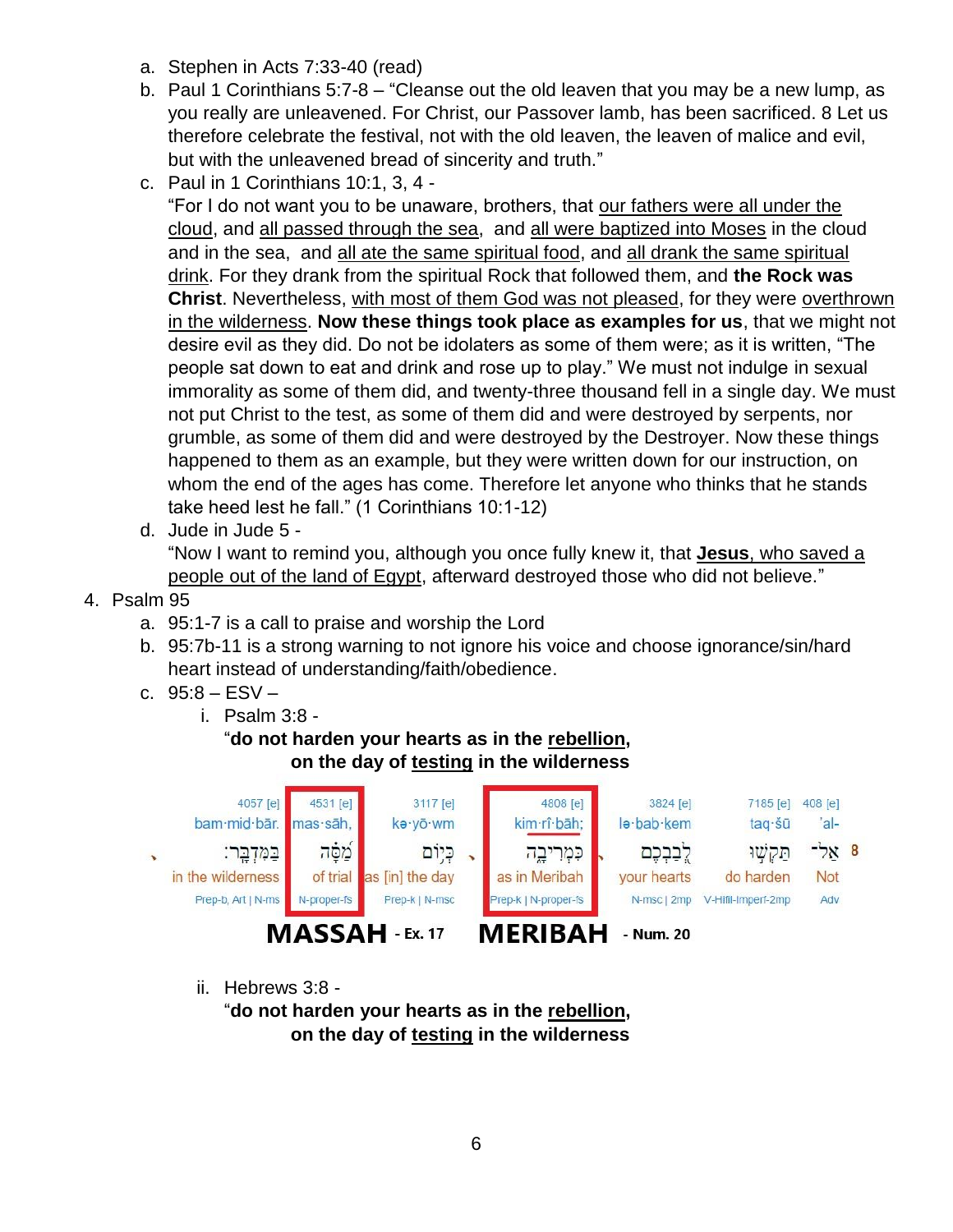a. Stephen in Acts 7:33-40 (read)

b. Paul 1 Corinthians 5:7-8 – "Cleanse out the old leaven that you may be a new lump, as you really are unleavened. For Christ, our Passover lamb, has been sacrificed. 8 Let us therefore celebrate the festival, not with the old leaven, the leaven of malice and evil, but with the unleavened bread of sincerity and truth."

c. Paul in 1 Corinthians 10:1, 3, 4 -
"For I do not want you to be unaware, brothers, that <u>our fathers were all under the cloud</u>, and <u>all passed through the sea</u>, and <u>all were baptized into Moses</u> in the cloud and in the sea, and <u>all ate the same spiritual food</u>, and <u>all drank the same spiritual drink</u>. For they drank from the spiritual Rock that followed them, and **the Rock was Christ**. Nevertheless, <u>with most of them God was not pleased</u>, for they were <u>overthrown in the wilderness</u>. **Now these things took place as examples for us**, that we might not desire evil as they did. Do not be idolaters as some of them were; as it is written, "The people sat down to eat and drink and rose up to play." We must not indulge in sexual immorality as some of them did, and twenty-three thousand fell in a single day. We must not put Christ to the test, as some of them did and were destroyed by serpents, nor grumble, as some of them did and were destroyed by the Destroyer. Now these things happened to them as an example, but they were written down for our instruction, on whom the end of the ages has come. Therefore let anyone who thinks that he stands take heed lest he fall." (1 Corinthians 10:1-12)

d. Jude in Jude 5 -
"Now I want to remind you, although you once fully knew it, that **<u>Jesus</u>**<u>, who saved a people out of the land of Egypt</u>, afterward destroyed those who did not believe."

4. Psalm 95
   a. 95:1-7 is a call to praise and worship the Lord
   b. 95:7b-11 is a strong warning to not ignore his voice and choose ignorance/sin/hard heart instead of understanding/faith/obedience.
   c. 95:8 – ESV –
      i. Psalm 3:8 -
      "**do not harden your hearts as in the <u>rebellion</u>,**
      **on the day of <u>testing</u> in the wilderness**

| 4057 [e] | 4531 [e] | 3117 [e] | 4808 [e] | 3824 [e] | 7185 [e] | 408 [e] | |
|---|---|---|---|---|---|---|---|
| bam·mid·bār. | mas·sāh, | kə·yō·wm | kim·rî·bāh; | lə·bab·kem | taq·šū | 'al- | |
| בַּמִּדְבָּֽר׃ | מַסָּ֗ה | כְּי֥וֹם | כִּמְרִיבָ֑ה | לְ֭בַבְכֶם | תַּקְשׁ֣וּ | אַל־ | 8 |
| in the wilderness | of trial | as [in] the day | as in Meribah | your hearts | do harden | Not | |
| Prep-b, Art \| N-ms | N-proper-fs | Prep-k \| N-msc | Prep-k \| N-proper-fs | N-msc \| 2mp | V-Hifil-Imperf-2mp | Adv | |

**MASSAH** - Ex. 17 **MERIBAH** - Num. 20

      ii. Hebrews 3:8 -
      "**do not harden your hearts as in the <u>rebellion</u>,**
      **on the day of <u>testing</u> in the wilderness**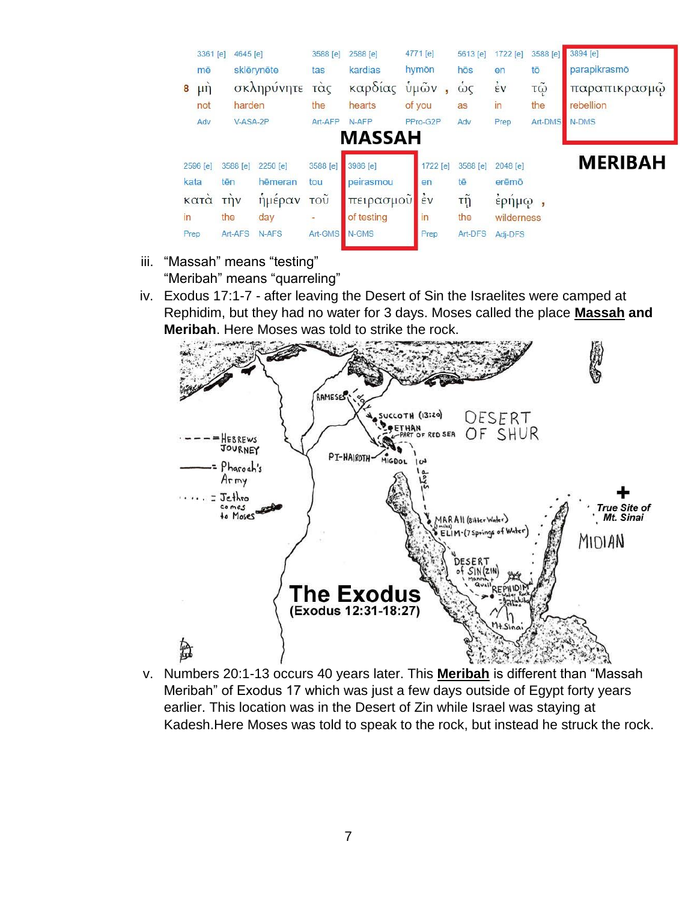| 3361 [e] | 4645 [e] | 3588 [e] | 2588 [e] | 4771 [e] | 5613 [e] | 1722 [e] | 3588 [e] | 3894 [e] |
|---|---|---|---|---|---|---|---|---|
| mē | sklērynēte | tas | kardias | hymōn | hōs | en | tō | parapikrasmō |
| 8 μὴ | σκληρύνητε | τὰς | καρδίας | ὑμῶν , | ὡς | ἐν | τῷ | παραπικρασμῷ |
| not | harden | the | hearts | of you | as | in | the | rebellion |
| Adv | V-ASA-2P | Art-AFP | N-AFP | PPro-G2P | Adv | Prep | Art-DMS | N-DMS |

**MASSAH** **MERIBAH**

| 2596 [e] | 3588 [e] | 2250 [e] | 3588 [e] | 3986 [e] | 1722 [e] | 3588 [e] | 2048 [e] |
|---|---|---|---|---|---|---|---|
| kata | tēn | hēmeran | tou | peirasmou | en | tē | erēmō |
| κατὰ | τὴν | ἡμέραν | τοῦ | πειρασμοῦ | ἐν | τῇ | ἐρήμῳ , |
| in | the | day | - | of testing | in | the | wilderness |
| Prep | Art-AFS | N-AFS | Art-GMS | N-GMS | Prep | Art-DFS | Adj-DFS |

iii. "Massah" means "testing"
"Meribah" means "quarreling"

iv. Exodus 17:1-7 - after leaving the Desert of Sin the Israelites were camped at Rephidim, but they had no water for 3 days. Moses called the place **<u>Massah</u> and Meribah**. Here Moses was told to strike the rock.

**The Exodus**
**(Exodus 12:31-18:27)**

v. Numbers 20:1-13 occurs 40 years later. This **<u>Meribah</u>** is different than "Massah Meribah" of Exodus 17 which was just a few days outside of Egypt forty years earlier. This location was in the Desert of Zin while Israel was staying at Kadesh.Here Moses was told to speak to the rock, but instead he struck the rock.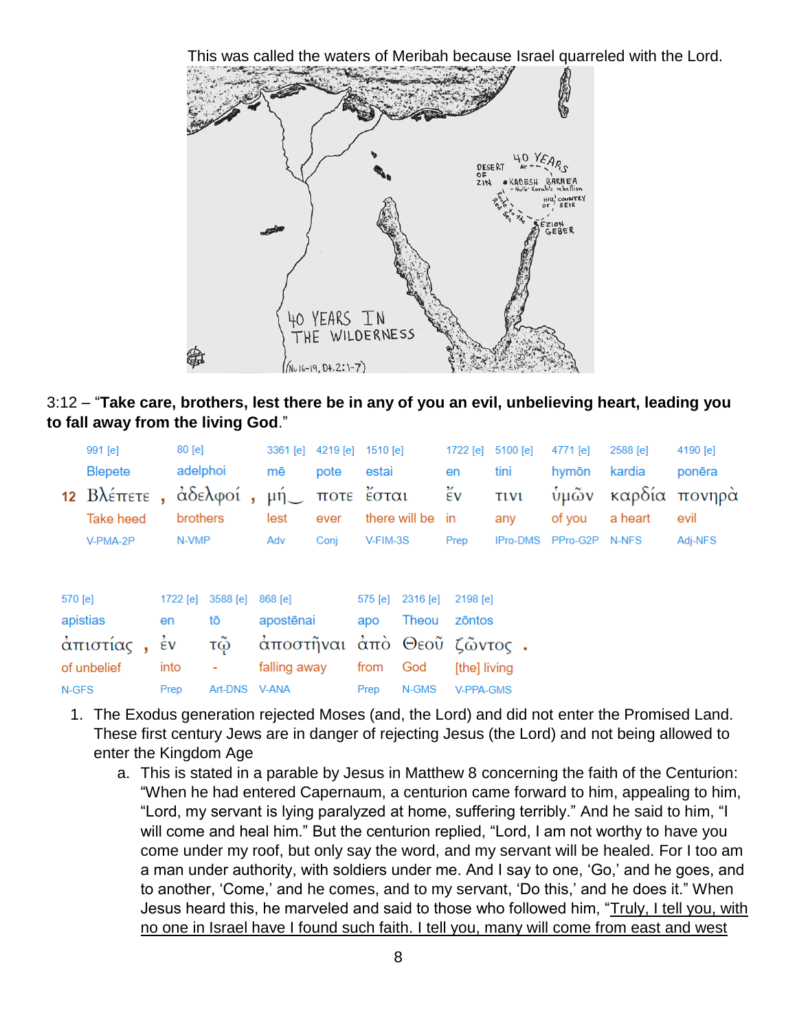This was called the waters of Meribah because Israel quarreled with the Lord.

3:12 – "**Take care, brothers, lest there be in any of you an evil, unbelieving heart, leading you to fall away from the living God**."

| 991 [e] | 80 [e] | 3361 [e] | 4219 [e] | 1510 [e] | 1722 [e] | 5100 [e] | 4771 [e] | 2588 [e] | 4190 [e] |
|---|---|---|---|---|---|---|---|---|---|
| Blepete | adelphoi | mē | pote | estai | en | tini | hymōn | kardia | ponēra |
| 12 Βλέπετε , | ἀδελφοί , | μή | ποτε | ἔσται | ἔν | τινι | ὑμῶν | καρδία | πονηρὰ |
| Take heed | brothers | lest | ever | there will be | in | any | of you | a heart | evil |
| V-PMA-2P | N-VMP | Adv | Conj | V-FIM-3S | Prep | IPro-DMS | PPro-G2P | N-NFS | Adj-NFS |

| 570 [e] | 1722 [e] | 3588 [e] | 868 [e] | 575 [e] | 2316 [e] | 2198 [e] |
|---|---|---|---|---|---|---|
| apistias | en | tō | apostēnai | apo | Theou | zōntos |
| ἀπιστίας , | ἐν | τῷ | ἀποστῆναι | ἀπὸ | Θεοῦ | ζῶντος . |
| of unbelief | into | - | falling away | from | God | [the] living |
| N-GFS | Prep | Art-DNS | V-ANA | Prep | N-GMS | V-PPA-GMS |

1. The Exodus generation rejected Moses (and, the Lord) and did not enter the Promised Land. These first century Jews are in danger of rejecting Jesus (the Lord) and not being allowed to enter the Kingdom Age
   a. This is stated in a parable by Jesus in Matthew 8 concerning the faith of the Centurion: "When he had entered Capernaum, a centurion came forward to him, appealing to him, "Lord, my servant is lying paralyzed at home, suffering terribly." And he said to him, "I will come and heal him." But the centurion replied, "Lord, I am not worthy to have you come under my roof, but only say the word, and my servant will be healed. For I too am a man under authority, with soldiers under me. And I say to one, 'Go,' and he goes, and to another, 'Come,' and he comes, and to my servant, 'Do this,' and he does it." When Jesus heard this, he marveled and said to those who followed him, "Truly, I tell you, with no one in Israel have I found such faith. I tell you, many will come from east and west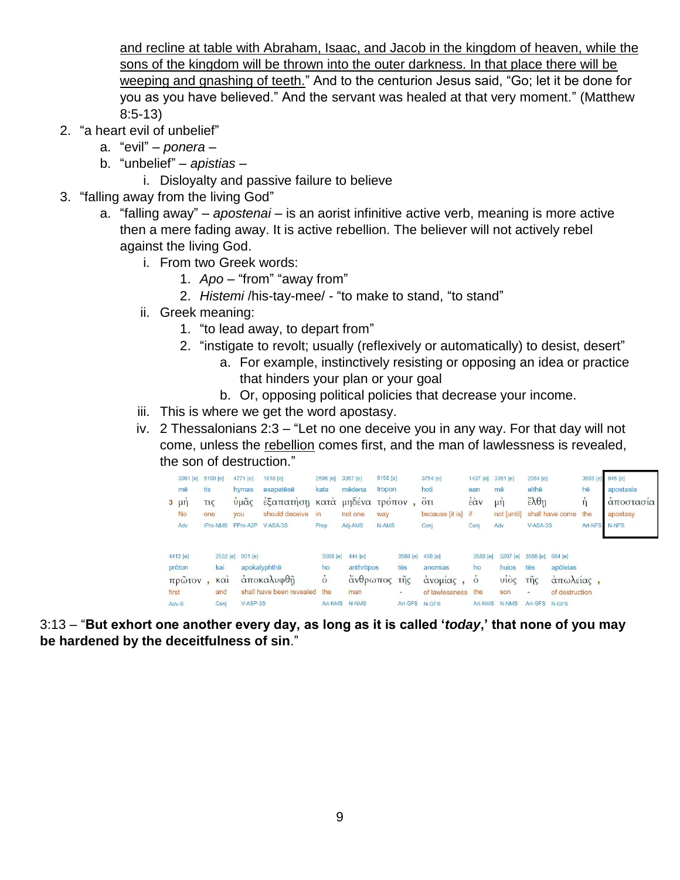<u>and recline at table with Abraham, Isaac, and Jacob in the kingdom of heaven, while the sons of the kingdom will be thrown into the outer darkness. In that place there will be weeping and gnashing of teeth.</u>" And to the centurion Jesus said, "Go; let it be done for you as you have believed." And the servant was healed at that very moment." (Matthew 8:5-13)

2. "a heart evil of unbelief"
    a. "evil" – *ponera* –
    b. "unbelief" – *apistias* –
        i. Disloyalty and passive failure to believe
3. "falling away from the living God"
    a. "falling away" – *apostenai* – is an aorist infinitive active verb, meaning is more active then a mere fading away. It is active rebellion. The believer will not actively rebel against the living God.
        i. From two Greek words:
            1. *Apo* – "from" "away from"
            2. *Histemi* /his-tay-mee/ - "to make to stand, "to stand"
        ii. Greek meaning:
            1. "to lead away, to depart from"
            2. "instigate to revolt; usually (reflexively or automatically) to desist, desert"
                a. For example, instinctively resisting or opposing an idea or practice that hinders your plan or your goal
                b. Or, opposing political policies that decrease your income.
        iii. This is where we get the word apostasy.
        iv. 2 Thessalonians 2:3 – "Let no one deceive you in any way. For that day will not come, unless the <u>rebellion</u> comes first, and the man of lawlessness is revealed, the son of destruction."

| 3361 [e] | 5100 [e] | 4771 [e] | 1818 [e] | 2596 [e] | 3367 [e] | 5158 [e] | 3754 [e] | 1437 [e] | 3361 [e] | 2064 [e] | 3588 [e] | 646 [e] |
|---|---|---|---|---|---|---|---|---|---|---|---|---|
| mē | tis | hymas | exapatēsē | kata | mēdena | tropon | hoti | ean | mē | elthē | hē | apostasia |
| 3 μή | τις | ὑμᾶς | ἐξαπατήσῃ | κατὰ | μηδένα | τρόπον , | ὅτι | ἐὰν | μὴ | ἔλθῃ | ἡ | ἀποστασία |
| No | one | you | should deceive | in | not one | way | because [it is] | if | not [until] | shall have come | the | apostasy |
| Adv | IPro-NMS | PPro-A2P | V-ASA-3S | Prep | Adj-AMS | N-AMS | Conj | Conj | Adv | V-ASA-3S | Art-NFS | N-NFS |

| 4412 [e] | 2532 [e] | 601 [e] | 3588 [e] | 444 [e] | 3588 [e] | 458 [e] | 3588 [e] | 5207 [e] | 3588 [e] | 684 [e] |
|---|---|---|---|---|---|---|---|---|---|---|
| prōton | kai | apokalyphthē | ho | anthrōpos | tēs | anomias | ho | huios | tēs | apōleias |
| πρῶτον , | καὶ | ἀποκαλυφθῇ | ὁ | ἄνθρωπος | τῆς | ἀνομίας , | ὁ | υἱὸς | τῆς | ἀπωλείας , |
| first | and | shall have been revealed | the | man | - | of lawlessness | the | son | - | of destruction |
| Adv-S | Conj | V-ASP-3S | Art-NMS | N-NMS | Art-GFS | N-GFS | Art-NMS | N-NMS | Art-GFS | N-GFS |

3:13 – "**But exhort one another every day, as long as it is called '*today*,' that none of you may be hardened by the deceitfulness of sin**."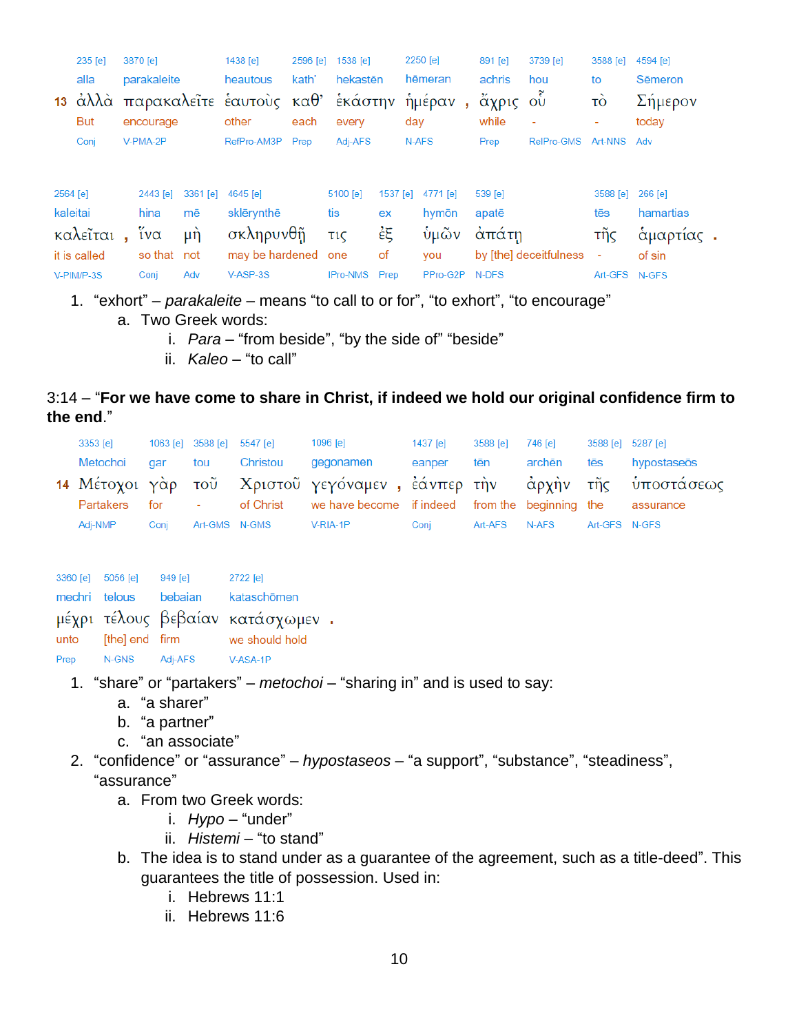| | 235 [e] | 3870 [e] | 1438 [e] | 2596 [e] | 1538 [e] | 2250 [e] | | 891 [e] | 3739 [e] | 3588 [e] | 4594 [e] |
|---|---|---|---|---|---|---|---|---|---|---|---|
| | alla | parakaleite | heautous | kath' | hekastēn | hēmeran | | achris | hou | to | Sēmeron |
| 13 | ἀλλὰ | παρακαλεῖτε | ἑαυτοὺς | καθ' | ἑκάστην | ἡμέραν | , | ἄχρις | οὗ | τὸ | Σήμερον |
| | But | encourage | other | each | every | day | | while | - | - | today |
| | Conj | V-PMA-2P | RefPro-AM3P | Prep | Adj-AFS | N-AFS | | Prep | RelPro-GMS | Art-NNS | Adv |

| 2564 [e] | | 2443 [e] | 3361 [e] | 4645 [e] | 5100 [e] | 1537 [e] | 4771 [e] | 539 [e] | 3588 [e] | 266 [e] | |
|---|---|---|---|---|---|---|---|---|---|---|---|
| kaleitai | | hina | mē | sklērynthē | tis | ex | hymōn | apatē | tēs | hamartias | |
| καλεῖται | , | ἵνα | μὴ | σκληρυνθῇ | τις | ἐξ | ὑμῶν | ἀπάτῃ | τῆς | ἁμαρτίας | . |
| it is called | | so that | not | may be hardened | one | of | you | by [the] deceitfulness | - | of sin | |
| V-PIM/P-3S | | Conj | Adv | V-ASP-3S | IPro-NMS | Prep | PPro-G2P | N-DFS | Art-GFS | N-GFS | |

1. "exhort" – *parakaleite* – means "to call to or for", "to exhort", "to encourage"
    a. Two Greek words:
        i. *Para* – "from beside", "by the side of" "beside"
        ii. *Kaleo* – "to call"

3:14 – "**For we have come to share in Christ, if indeed we hold our original confidence firm to the end**."

| | 3353 [e] | 1063 [e] | 3588 [e] | 5547 [e] | 1096 [e] | | 1437 [e] | 3588 [e] | 746 [e] | 3588 [e] | 5287 [e] |
|---|---|---|---|---|---|---|---|---|---|---|---|
| | Metochoi | gar | tou | Christou | gegonamen | | eanper | tēn | archēn | tēs | hypostaseōs |
| 14 | Μέτοχοι | γὰρ | τοῦ | Χριστοῦ | γεγόναμεν | , | ἐάνπερ | τὴν | ἀρχὴν | τῆς | ὑποστάσεως |
| | Partakers | for | - | of Christ | we have become | | if indeed | from the | beginning | the | assurance |
| | Adj-NMP | Conj | Art-GMS | N-GMS | V-RIA-1P | | Conj | Art-AFS | N-AFS | Art-GFS | N-GFS |

| 3360 [e] | 5056 [e] | 949 [e] | 2722 [e] | |
|---|---|---|---|---|
| mechri | telous | bebaian | kataschōmen | |
| μέχρι | τέλους | βεβαίαν | κατάσχωμεν | . |
| unto | [the] end | firm | we should hold | |
| Prep | N-GNS | Adj-AFS | V-ASA-1P | |

1. "share" or "partakers" – *metochoi* – "sharing in" and is used to say:
    a. "a sharer"
    b. "a partner"
    c. "an associate"
2. "confidence" or "assurance" – *hypostaseos* – "a support", "substance", "steadiness", "assurance"
    a. From two Greek words:
        i. *Hypo* – "under"
        ii. *Histemi* – "to stand"
    b. The idea is to stand under as a guarantee of the agreement, such as a title-deed". This guarantees the title of possession. Used in:
        i. Hebrews 11:1
        ii. Hebrews 11:6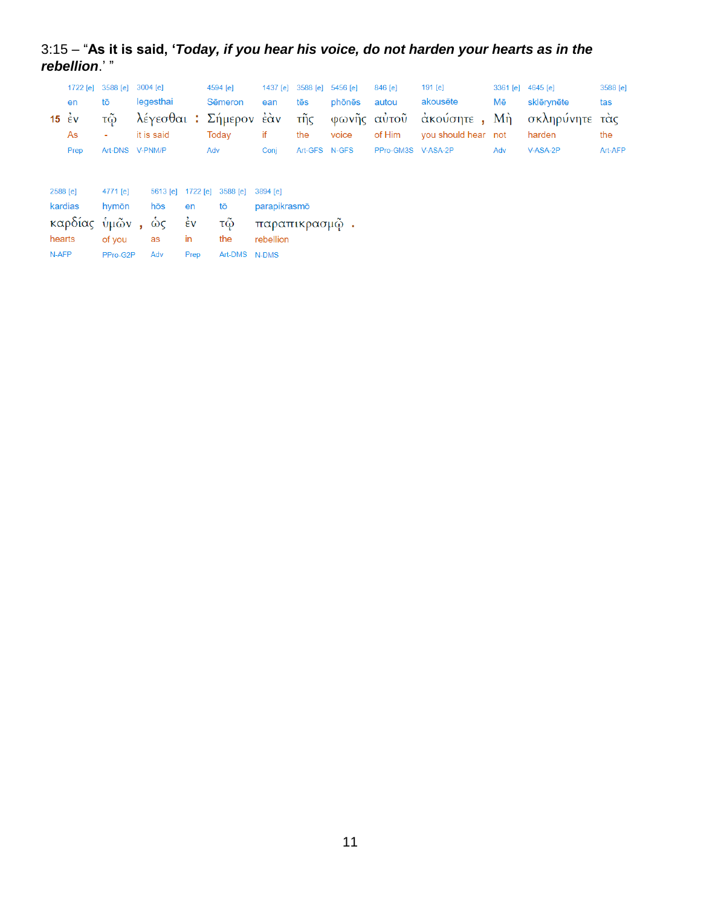3:15 – "**As it is said, '*Today, if you hear his voice, do not harden your hearts as in the rebellion*.' "**

| | | | | | | | | | | | | |
|---|---|---|---|---|---|---|---|---|---|---|---|---|
| 1722 [e] | 3588 [e] | 3004 [e] | 4594 [e] | 1437 [e] | 3588 [e] | 5456 [e] | 846 [e] | 191 [e] | 3361 [e] | 4645 [e] | 3588 [e] |
| en | tō | legesthai | Sēmeron | ean | tēs | phōnēs | autou | akousēte | Mē | sklērynēte | tas |
| 15 ἐν | τῷ | λέγεσθαι : | Σήμερον | ἐὰν | τῆς | φωνῆς | αὐτοῦ | ἀκούσητε , | Μὴ | σκληρύνητε | τὰς |
| As | - | it is said | Today | if | the | voice | of Him | you should hear | not | harden | the |
| Prep | Art-DNS | V-PNM/P | Adv | Conj | Art-GFS | N-GFS | PPro-GM3S | V-ASA-2P | Adv | V-ASA-2P | Art-AFP |

| | | | | | |
|---|---|---|---|---|---|
| 2588 [e] | 4771 [e] | 5613 [e] | 1722 [e] | 3588 [e] | 3894 [e] |
| kardias | hymōn | hōs | en | tō | parapikrasmō |
| καρδίας | ὑμῶν , | ὡς | ἐν | τῷ | παραπικρασμῷ . |
| hearts | of you | as | in | the | rebellion |
| N-AFP | PPro-G2P | Adv | Prep | Art-DMS | N-DMS |